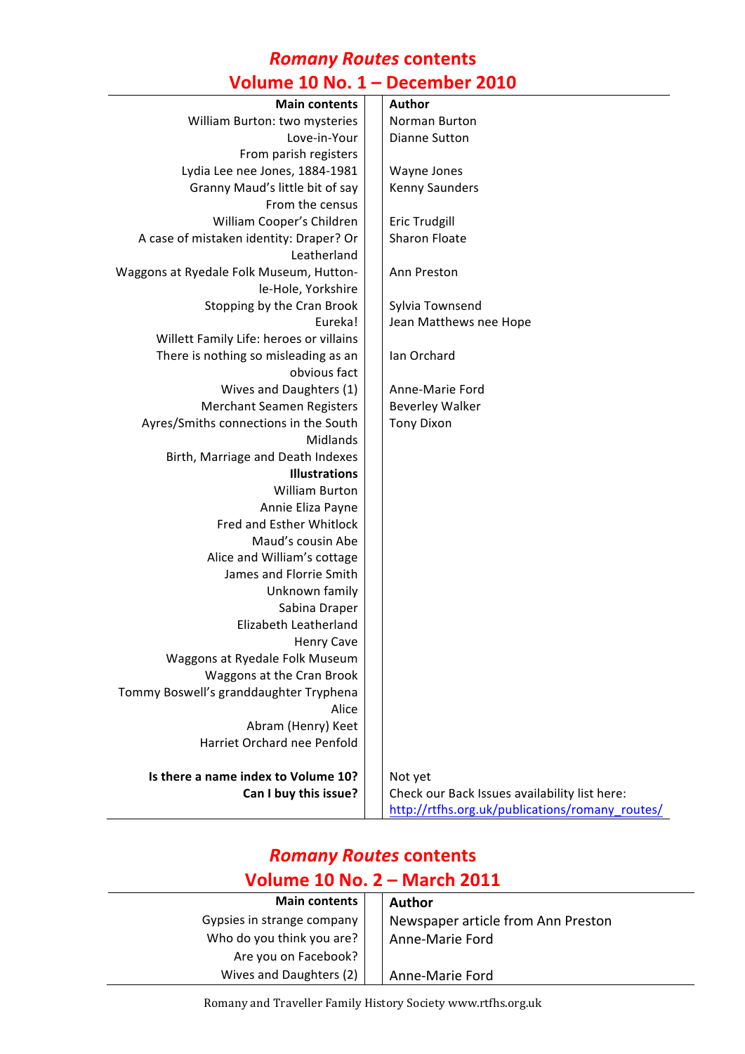# *Romany Routes* contents
## Volume 10 No. 1 – December 2010

| Main contents | Author |
|---|---|
| William Burton: two mysteries | Norman Burton |
| Love-in-Your | Dianne Sutton |
| From parish registers | |
| Lydia Lee nee Jones, 1884-1981 | Wayne Jones |
| Granny Maud's little bit of say | Kenny Saunders |
| From the census | |
| William Cooper's Children | Eric Trudgill |
| A case of mistaken identity: Draper? Or Leatherland | Sharon Floate |
| Waggons at Ryedale Folk Museum, Hutton-le-Hole, Yorkshire | Ann Preston |
| Stopping by the Cran Brook | Sylvia Townsend |
| Eureka! | Jean Matthews nee Hope |
| Willett Family Life: heroes or villains | |
| There is nothing so misleading as an obvious fact | Ian Orchard |
| Wives and Daughters (1) | Anne-Marie Ford |
| Merchant Seamen Registers | Beverley Walker |
| Ayres/Smiths connections in the South Midlands | Tony Dixon |
| Birth, Marriage and Death Indexes | |
| **Illustrations** | |
| William Burton | |
| Annie Eliza Payne | |
| Fred and Esther Whitlock | |
| Maud's cousin Abe | |
| Alice and William's cottage | |
| James and Florrie Smith | |
| Unknown family | |
| Sabina Draper | |
| Elizabeth Leatherland | |
| Henry Cave | |
| Waggons at Ryedale Folk Museum | |
| Waggons at the Cran Brook | |
| Tommy Boswell's granddaughter Tryphena | |
| Alice | |
| Abram (Henry) Keet | |
| Harriet Orchard nee Penfold | |
| | |
| **Is there a name index to Volume 10?** | Not yet |
| **Can I buy this issue?** | Check our Back Issues availability list here: http://rtfhs.org.uk/publications/romany_routes/ |

# *Romany Routes* contents
## Volume 10 No. 2 – March 2011

| Main contents | Author |
|---|---|
| Gypsies in strange company | Newspaper article from Ann Preston |
| Who do you think you are? | Anne-Marie Ford |
| Are you on Facebook? | |
| Wives and Daughters (2) | Anne-Marie Ford |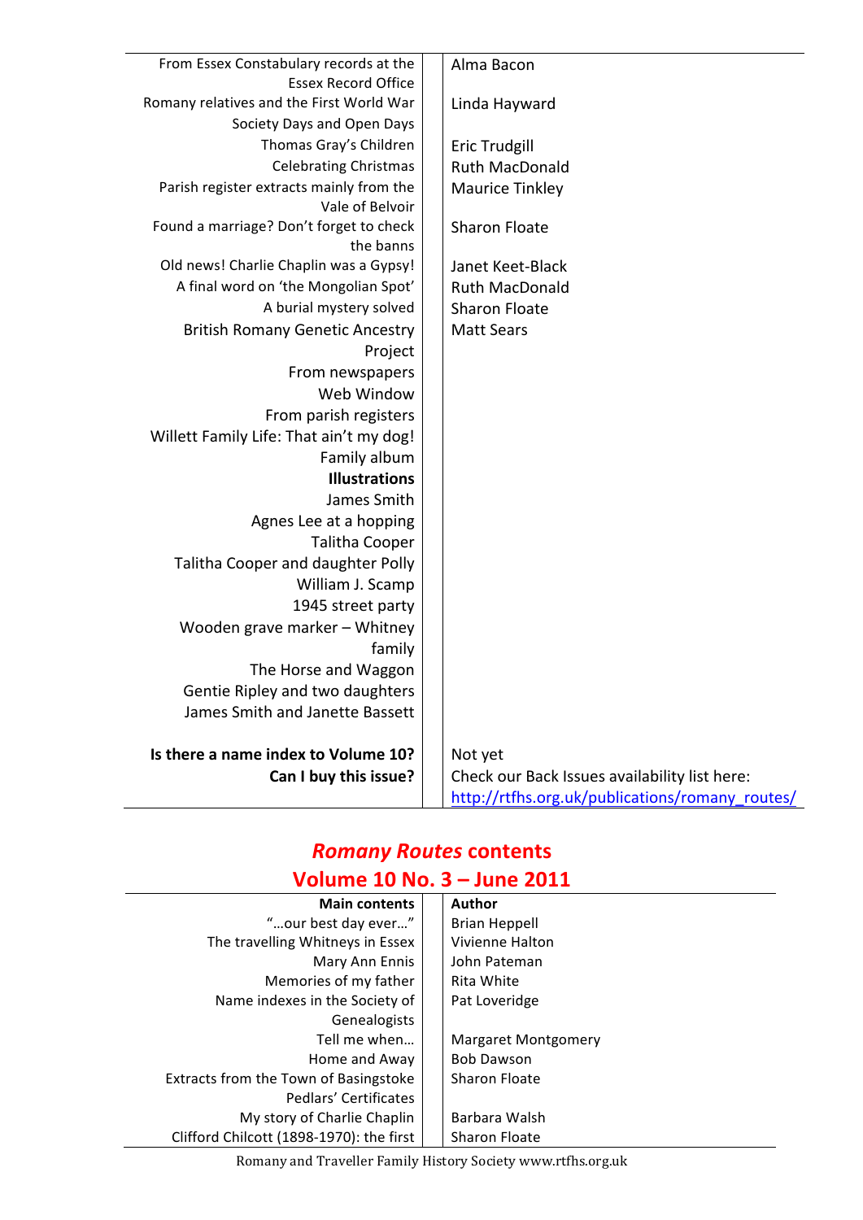| | |
|---|---|
| From Essex Constabulary records at the Essex Record Office | Alma Bacon |
| Romany relatives and the First World War | Linda Hayward |
| Society Days and Open Days | |
| Thomas Gray's Children | Eric Trudgill |
| Celebrating Christmas | Ruth MacDonald |
| Parish register extracts mainly from the Vale of Belvoir | Maurice Tinkley |
| Found a marriage? Don't forget to check the banns | Sharon Floate |
| Old news! Charlie Chaplin was a Gypsy! | Janet Keet-Black |
| A final word on 'the Mongolian Spot' | Ruth MacDonald |
| A burial mystery solved | Sharon Floate |
| British Romany Genetic Ancestry Project | Matt Sears |
| From newspapers | |
| Web Window | |
| From parish registers | |
| Willett Family Life: That ain't my dog! | |
| Family album | |
| **Illustrations** | |
| James Smith | |
| Agnes Lee at a hopping | |
| Talitha Cooper | |
| Talitha Cooper and daughter Polly | |
| William J. Scamp | |
| 1945 street party | |
| Wooden grave marker – Whitney family | |
| The Horse and Waggon | |
| Gentie Ripley and two daughters | |
| James Smith and Janette Bassett | |
| | |
| **Is there a name index to Volume 10?** | Not yet |
| **Can I buy this issue?** | Check our Back Issues availability list here: http://rtfhs.org.uk/publications/romany_routes/ |

## *Romany Routes* contents
## Volume 10 No. 3 – June 2011

| **Main contents** | **Author** |
|---|---|
| "…our best day ever…" | Brian Heppell |
| The travelling Whitneys in Essex | Vivienne Halton |
| Mary Ann Ennis | John Pateman |
| Memories of my father | Rita White |
| Name indexes in the Society of Genealogists | Pat Loveridge |
| Tell me when… | Margaret Montgomery |
| Home and Away | Bob Dawson |
| Extracts from the Town of Basingstoke Pedlars' Certificates | Sharon Floate |
| My story of Charlie Chaplin | Barbara Walsh |
| Clifford Chilcott (1898-1970): the first | Sharon Floate |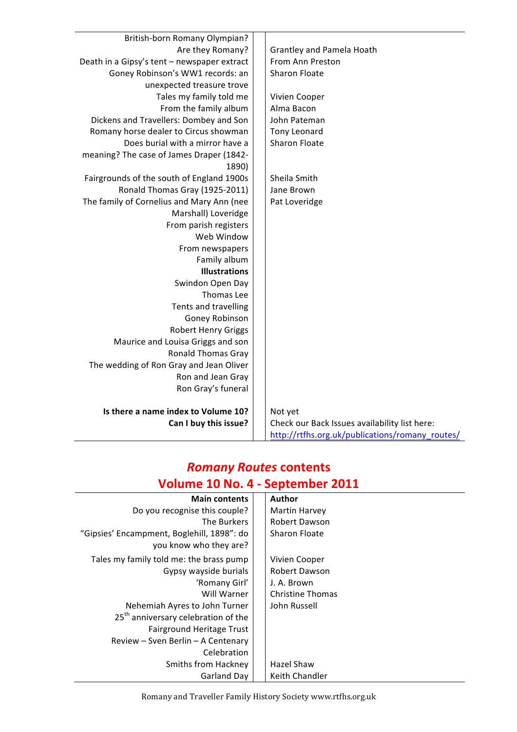| | |
|---|---|
| British-born Romany Olympian? | |
| Are they Romany? | Grantley and Pamela Hoath |
| Death in a Gipsy's tent – newspaper extract | From Ann Preston |
| Goney Robinson's WW1 records: an unexpected treasure trove | Sharon Floate |
| Tales my family told me | Vivien Cooper |
| From the family album | Alma Bacon |
| Dickens and Travellers: Dombey and Son | John Pateman |
| Romany horse dealer to Circus showman | Tony Leonard |
| Does burial with a mirror have a meaning? The case of James Draper (1842-1890) | Sharon Floate |
| Fairgrounds of the south of England 1900s | Sheila Smith |
| Ronald Thomas Gray (1925-2011) | Jane Brown |
| The family of Cornelius and Mary Ann (nee Marshall) Loveridge | Pat Loveridge |
| From parish registers | |
| Web Window | |
| From newspapers | |
| Family album | |
| **Illustrations** | |
| Swindon Open Day | |
| Thomas Lee | |
| Tents and travelling | |
| Goney Robinson | |
| Robert Henry Griggs | |
| Maurice and Louisa Griggs and son | |
| Ronald Thomas Gray | |
| The wedding of Ron Gray and Jean Oliver | |
| Ron and Jean Gray | |
| Ron Gray's funeral | |
| | |
| **Is there a name index to Volume 10?** | Not yet |
| **Can I buy this issue?** | Check our Back Issues availability list here: http://rtfhs.org.uk/publications/romany_routes/ |

## *Romany Routes* contents
## Volume 10 No. 4 - September 2011

| **Main contents** | **Author** |
|---|---|
| Do you recognise this couple? | Martin Harvey |
| The Burkers | Robert Dawson |
| "Gipsies' Encampment, Boglehill, 1898": do you know who they are? | Sharon Floate |
| Tales my family told me: the brass pump | Vivien Cooper |
| Gypsy wayside burials | Robert Dawson |
| 'Romany Girl' | J. A. Brown |
| Will Warner | Christine Thomas |
| Nehemiah Ayres to John Turner | John Russell |
| 25th anniversary celebration of the Fairground Heritage Trust | |
| Review – Sven Berlin – A Centenary Celebration | |
| Smiths from Hackney | Hazel Shaw |
| Garland Day | Keith Chandler |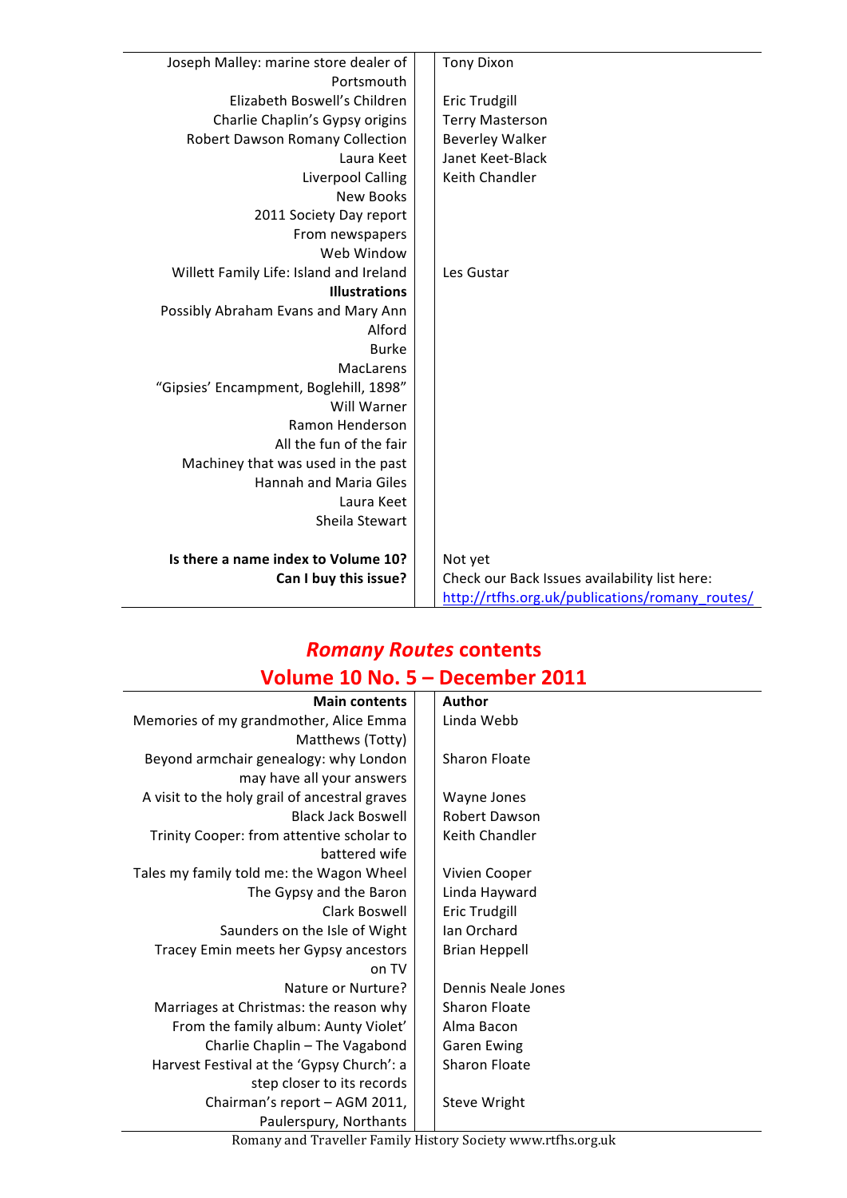| | |
|---|---|
| Joseph Malley: marine store dealer of Portsmouth | Tony Dixon |
| Elizabeth Boswell's Children | Eric Trudgill |
| Charlie Chaplin's Gypsy origins | Terry Masterson |
| Robert Dawson Romany Collection | Beverley Walker |
| Laura Keet | Janet Keet-Black |
| Liverpool Calling | Keith Chandler |
| New Books | |
| 2011 Society Day report | |
| From newspapers | |
| Web Window | |
| Willett Family Life: Island and Ireland | Les Gustar |
| **Illustrations** | |
| Possibly Abraham Evans and Mary Ann | |
| Alford | |
| Burke | |
| MacLarens | |
| "Gipsies' Encampment, Boglehill, 1898" | |
| Will Warner | |
| Ramon Henderson | |
| All the fun of the fair | |
| Machiney that was used in the past | |
| Hannah and Maria Giles | |
| Laura Keet | |
| Sheila Stewart | |
| | |
| **Is there a name index to Volume 10?** | Not yet |
| **Can I buy this issue?** | Check our Back Issues availability list here: http://rtfhs.org.uk/publications/romany_routes/ |

## *Romany Routes* contents
## Volume 10 No. 5 – December 2011

| Main contents | Author |
|---|---|
| Memories of my grandmother, Alice Emma Matthews (Totty) | Linda Webb |
| Beyond armchair genealogy: why London may have all your answers | Sharon Floate |
| A visit to the holy grail of ancestral graves | Wayne Jones |
| Black Jack Boswell | Robert Dawson |
| Trinity Cooper: from attentive scholar to battered wife | Keith Chandler |
| Tales my family told me: the Wagon Wheel | Vivien Cooper |
| The Gypsy and the Baron | Linda Hayward |
| Clark Boswell | Eric Trudgill |
| Saunders on the Isle of Wight | Ian Orchard |
| Tracey Emin meets her Gypsy ancestors on TV | Brian Heppell |
| Nature or Nurture? | Dennis Neale Jones |
| Marriages at Christmas: the reason why | Sharon Floate |
| From the family album: Aunty Violet' | Alma Bacon |
| Charlie Chaplin – The Vagabond | Garen Ewing |
| Harvest Festival at the 'Gypsy Church': a step closer to its records | Sharon Floate |
| Chairman's report – AGM 2011, Paulerspury, Northants | Steve Wright |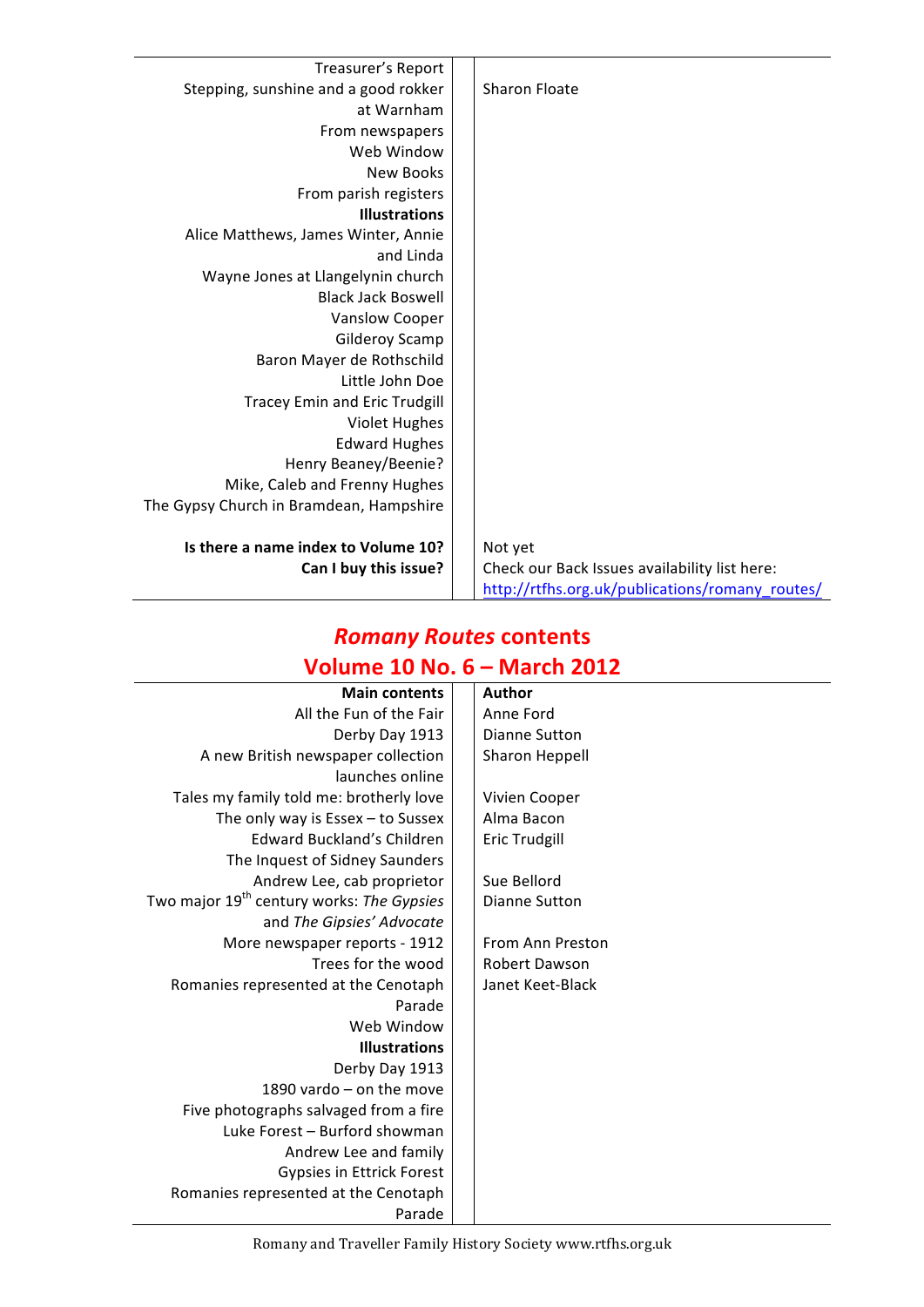| | |
|---|---|
| Treasurer's Report | |
| Stepping, sunshine and a good rokker at Warnham | Sharon Floate |
| From newspapers | |
| Web Window | |
| New Books | |
| From parish registers | |
| **Illustrations** | |
| Alice Matthews, James Winter, Annie and Linda | |
| Wayne Jones at Llangelynin church | |
| Black Jack Boswell | |
| Vanslow Cooper | |
| Gilderoy Scamp | |
| Baron Mayer de Rothschild | |
| Little John Doe | |
| Tracey Emin and Eric Trudgill | |
| Violet Hughes | |
| Edward Hughes | |
| Henry Beaney/Beenie? | |
| Mike, Caleb and Frenny Hughes | |
| The Gypsy Church in Bramdean, Hampshire | |
| | |
| **Is there a name index to Volume 10?** | Not yet |
| **Can I buy this issue?** | Check our Back Issues availability list here: http://rtfhs.org.uk/publications/romany_routes/ |

## *Romany Routes* contents
## Volume 10 No. 6 – March 2012

| **Main contents** | **Author** |
|---|---|
| All the Fun of the Fair | Anne Ford |
| Derby Day 1913 | Dianne Sutton |
| A new British newspaper collection launches online | Sharon Heppell |
| Tales my family told me: brotherly love | Vivien Cooper |
| The only way is Essex – to Sussex | Alma Bacon |
| Edward Buckland's Children | Eric Trudgill |
| The Inquest of Sidney Saunders | |
| Andrew Lee, cab proprietor | Sue Bellord |
| Two major 19th century works: *The Gypsies* and *The Gipsies' Advocate* | Dianne Sutton |
| More newspaper reports - 1912 | From Ann Preston |
| Trees for the wood | Robert Dawson |
| Romanies represented at the Cenotaph Parade | Janet Keet-Black |
| Web Window | |
| **Illustrations** | |
| Derby Day 1913 | |
| 1890 vardo – on the move | |
| Five photographs salvaged from a fire | |
| Luke Forest – Burford showman | |
| Andrew Lee and family | |
| Gypsies in Ettrick Forest | |
| Romanies represented at the Cenotaph Parade | |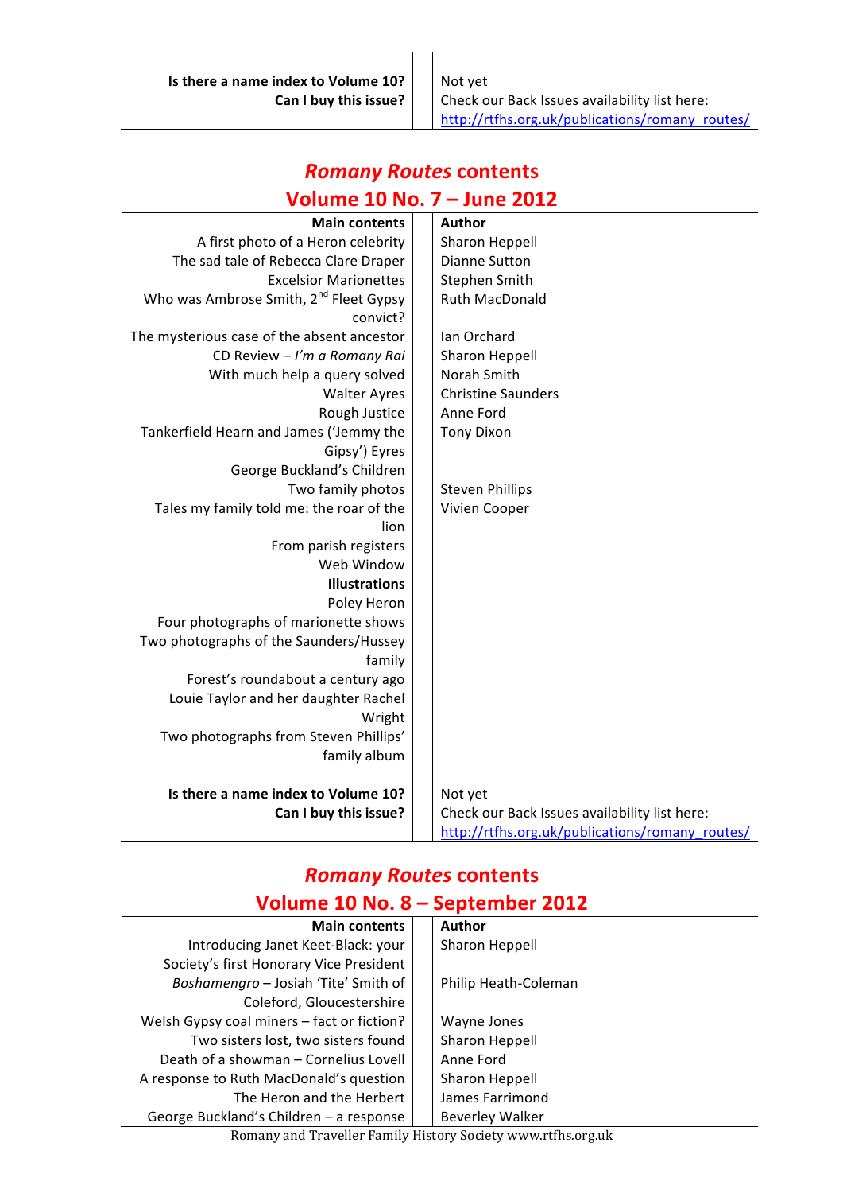| | |
|---|---|
| **Is there a name index to Volume 10?** | Not yet |
| **Can I buy this issue?** | Check our Back Issues availability list here: http://rtfhs.org.uk/publications/romany_routes/ |

## *Romany Routes* contents
## Volume 10 No. 7 – June 2012

| Main contents | Author |
|---|---|
| A first photo of a Heron celebrity | Sharon Heppell |
| The sad tale of Rebecca Clare Draper | Dianne Sutton |
| Excelsior Marionettes | Stephen Smith |
| Who was Ambrose Smith, 2nd Fleet Gypsy convict? | Ruth MacDonald |
| The mysterious case of the absent ancestor | Ian Orchard |
| CD Review – *I'm a Romany Rai* | Sharon Heppell |
| With much help a query solved | Norah Smith |
| Walter Ayres | Christine Saunders |
| Rough Justice | Anne Ford |
| Tankerfield Hearn and James ('Jemmy the Gipsy') Eyres | Tony Dixon |
| George Buckland's Children | |
| Two family photos | Steven Phillips |
| Tales my family told me: the roar of the lion | Vivien Cooper |
| From parish registers | |
| Web Window | |
| **Illustrations** | |
| Poley Heron | |
| Four photographs of marionette shows | |
| Two photographs of the Saunders/Hussey family | |
| Forest's roundabout a century ago | |
| Louie Taylor and her daughter Rachel Wright | |
| Two photographs from Steven Phillips' family album | |
| | |
| **Is there a name index to Volume 10?** | Not yet |
| **Can I buy this issue?** | Check our Back Issues availability list here: http://rtfhs.org.uk/publications/romany_routes/ |

## *Romany Routes* contents
## Volume 10 No. 8 – September 2012

| Main contents | Author |
|---|---|
| Introducing Janet Keet-Black: your Society's first Honorary Vice President | Sharon Heppell |
| *Boshamengro* – Josiah 'Tite' Smith of Coleford, Gloucestershire | Philip Heath-Coleman |
| Welsh Gypsy coal miners – fact or fiction? | Wayne Jones |
| Two sisters lost, two sisters found | Sharon Heppell |
| Death of a showman – Cornelius Lovell | Anne Ford |
| A response to Ruth MacDonald's question | Sharon Heppell |
| The Heron and the Herbert | James Farrimond |
| George Buckland's Children – a response | Beverley Walker |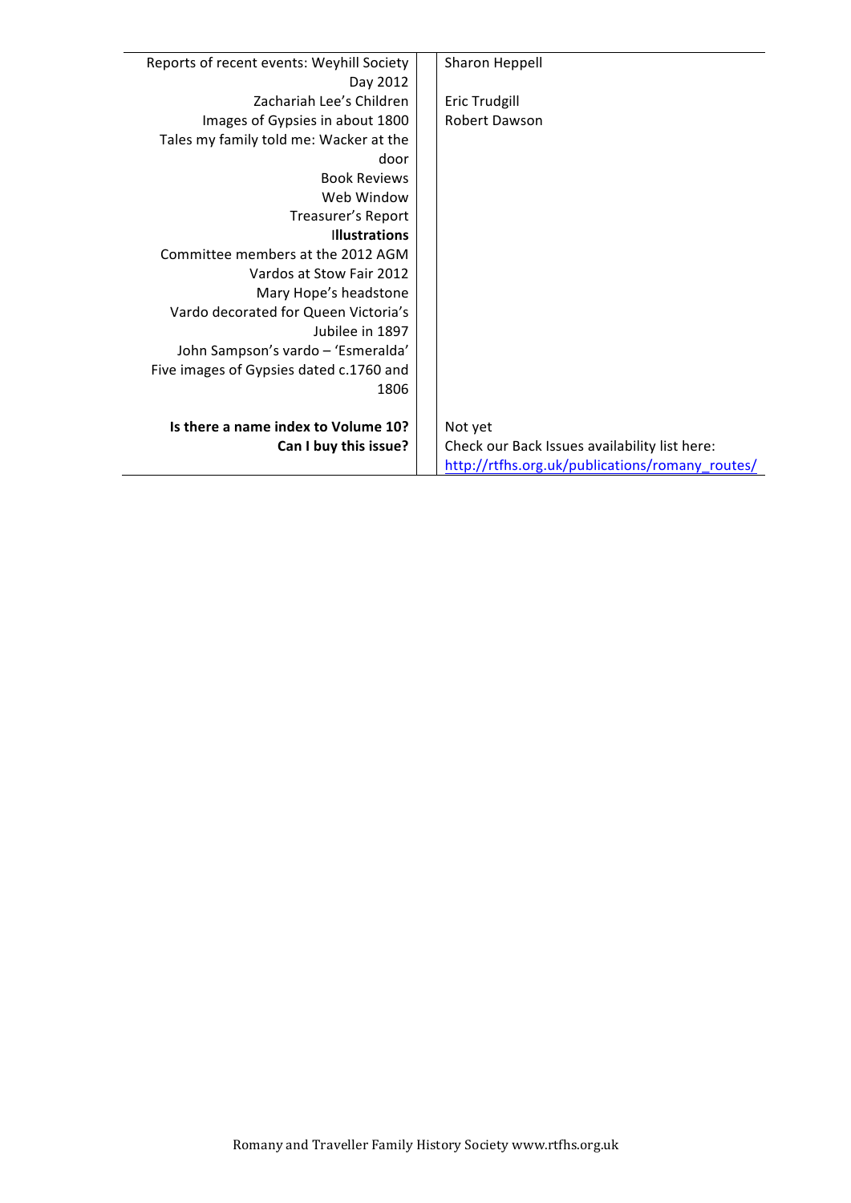| | |
|---|---|
| Reports of recent events: Weyhill Society Day 2012 | Sharon Heppell |
| Zachariah Lee's Children | Eric Trudgill |
| Images of Gypsies in about 1800 | Robert Dawson |
| Tales my family told me: Wacker at the door | |
| Book Reviews | |
| Web Window | |
| Treasurer's Report | |
| **Illustrations** | |
| Committee members at the 2012 AGM | |
| Vardos at Stow Fair 2012 | |
| Mary Hope's headstone | |
| Vardo decorated for Queen Victoria's Jubilee in 1897 | |
| John Sampson's vardo – 'Esmeralda' | |
| Five images of Gypsies dated c.1760 and 1806 | |
| | |
| **Is there a name index to Volume 10?** | Not yet |
| **Can I buy this issue?** | Check our Back Issues availability list here: http://rtfhs.org.uk/publications/romany_routes/ |